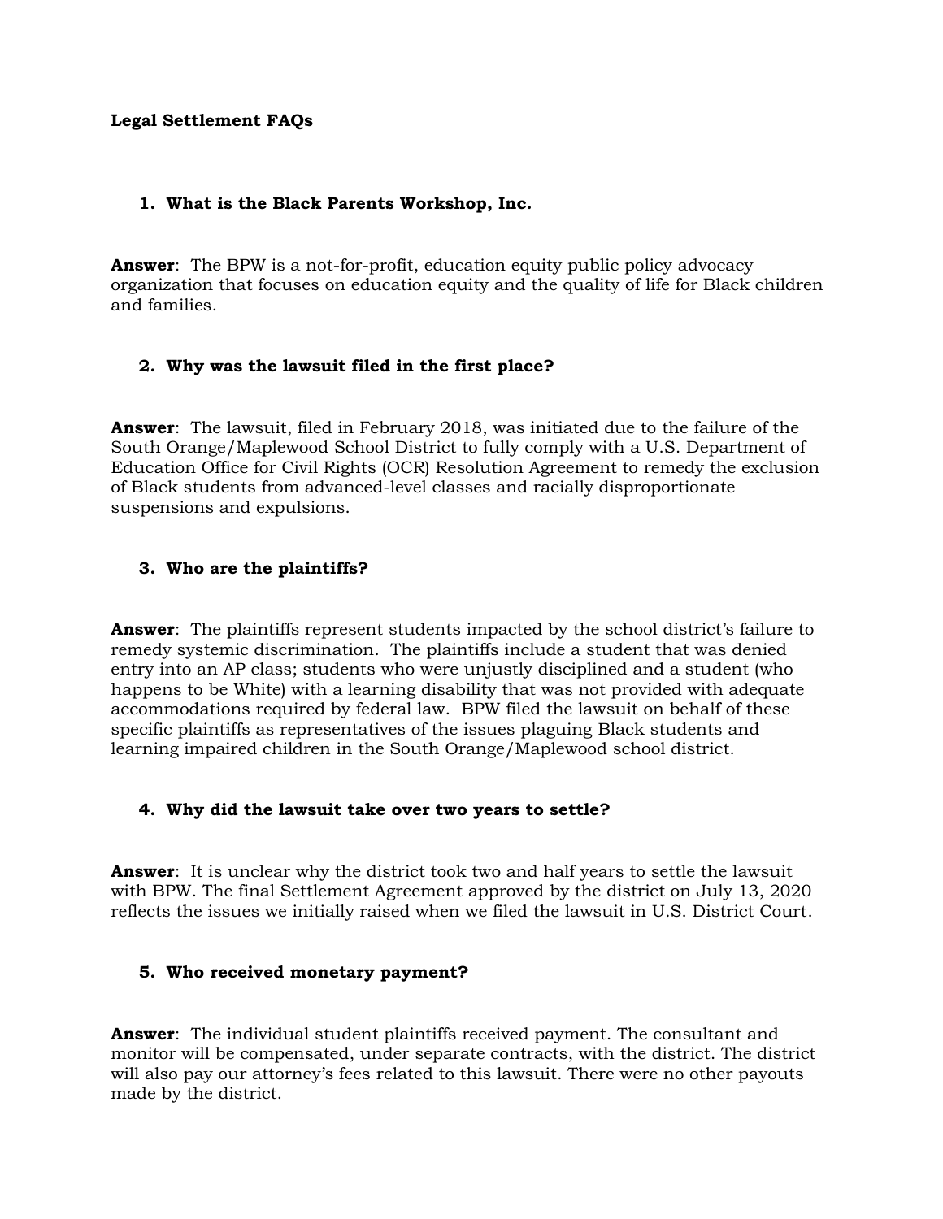**Legal Settlement FAQs**

1. **What is the Black Parents Workshop, Inc.**

**Answer**: The BPW is a not-for-profit, education equity public policy advocacy organization that focuses on education equity and the quality of life for Black children and families.

2. **Why was the lawsuit filed in the first place?**

**Answer**: The lawsuit, filed in February 2018, was initiated due to the failure of the South Orange/Maplewood School District to fully comply with a U.S. Department of Education Office for Civil Rights (OCR) Resolution Agreement to remedy the exclusion of Black students from advanced-level classes and racially disproportionate suspensions and expulsions.

3. **Who are the plaintiffs?**

**Answer**: The plaintiffs represent students impacted by the school district's failure to remedy systemic discrimination. The plaintiffs include a student that was denied entry into an AP class; students who were unjustly disciplined and a student (who happens to be White) with a learning disability that was not provided with adequate accommodations required by federal law. BPW filed the lawsuit on behalf of these specific plaintiffs as representatives of the issues plaguing Black students and learning impaired children in the South Orange/Maplewood school district.

4. **Why did the lawsuit take over two years to settle?**

**Answer**: It is unclear why the district took two and half years to settle the lawsuit with BPW. The final Settlement Agreement approved by the district on July 13, 2020 reflects the issues we initially raised when we filed the lawsuit in U.S. District Court.

5. **Who received monetary payment?**

**Answer**: The individual student plaintiffs received payment. The consultant and monitor will be compensated, under separate contracts, with the district. The district will also pay our attorney's fees related to this lawsuit. There were no other payouts made by the district.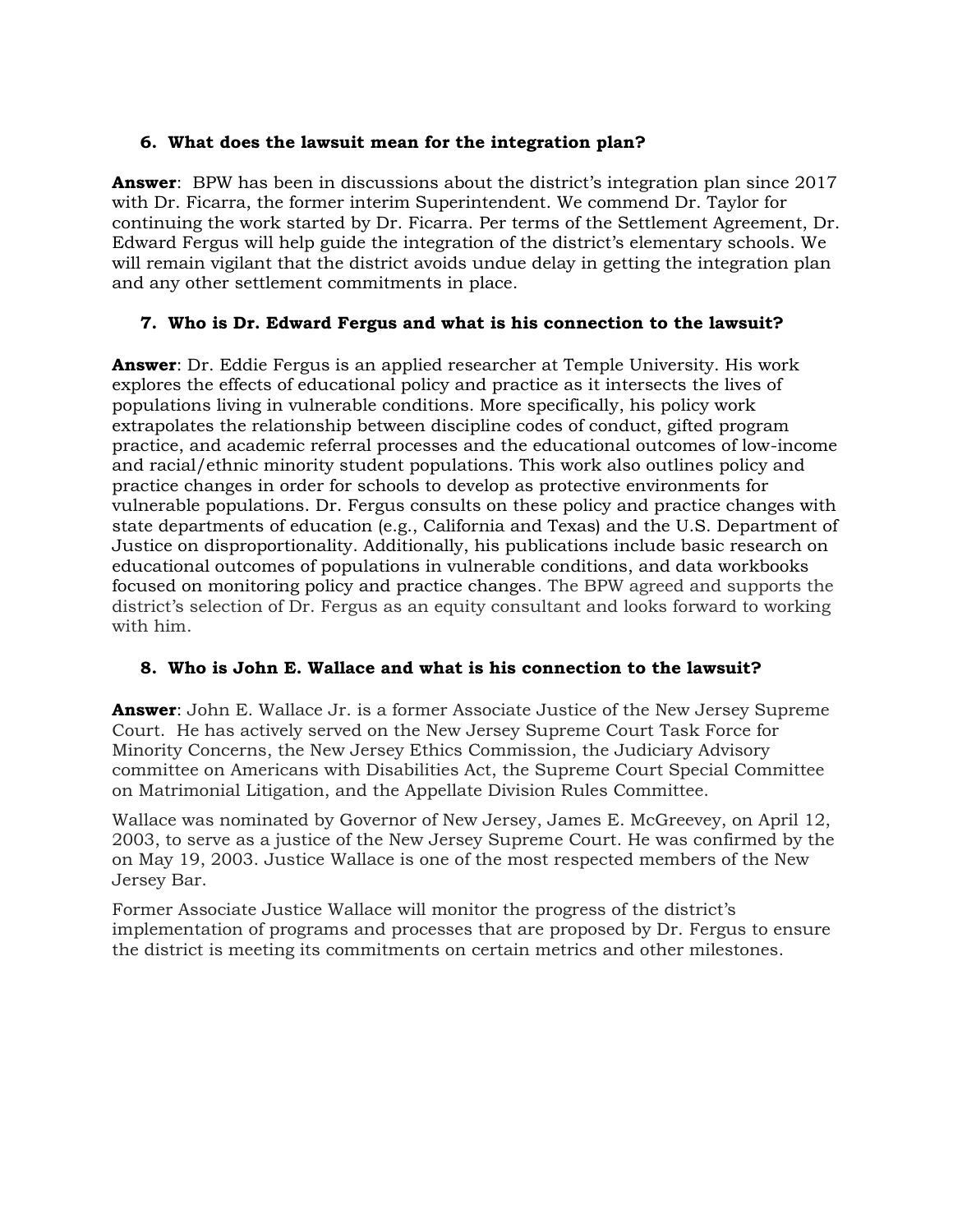### 6. What does the lawsuit mean for the integration plan?

**Answer**: BPW has been in discussions about the district's integration plan since 2017 with Dr. Ficarra, the former interim Superintendent. We commend Dr. Taylor for continuing the work started by Dr. Ficarra. Per terms of the Settlement Agreement, Dr. Edward Fergus will help guide the integration of the district's elementary schools. We will remain vigilant that the district avoids undue delay in getting the integration plan and any other settlement commitments in place.

### 7. Who is Dr. Edward Fergus and what is his connection to the lawsuit?

**Answer**: Dr. Eddie Fergus is an applied researcher at Temple University. His work explores the effects of educational policy and practice as it intersects the lives of populations living in vulnerable conditions. More specifically, his policy work extrapolates the relationship between discipline codes of conduct, gifted program practice, and academic referral processes and the educational outcomes of low-income and racial/ethnic minority student populations. This work also outlines policy and practice changes in order for schools to develop as protective environments for vulnerable populations. Dr. Fergus consults on these policy and practice changes with state departments of education (e.g., California and Texas) and the U.S. Department of Justice on disproportionality. Additionally, his publications include basic research on educational outcomes of populations in vulnerable conditions, and data workbooks focused on monitoring policy and practice changes. The BPW agreed and supports the district's selection of Dr. Fergus as an equity consultant and looks forward to working with him.

### 8. Who is John E. Wallace and what is his connection to the lawsuit?

**Answer**: John E. Wallace Jr. is a former Associate Justice of the New Jersey Supreme Court. He has actively served on the New Jersey Supreme Court Task Force for Minority Concerns, the New Jersey Ethics Commission, the Judiciary Advisory committee on Americans with Disabilities Act, the Supreme Court Special Committee on Matrimonial Litigation, and the Appellate Division Rules Committee.

Wallace was nominated by Governor of New Jersey, James E. McGreevey, on April 12, 2003, to serve as a justice of the New Jersey Supreme Court. He was confirmed by the on May 19, 2003. Justice Wallace is one of the most respected members of the New Jersey Bar.

Former Associate Justice Wallace will monitor the progress of the district's implementation of programs and processes that are proposed by Dr. Fergus to ensure the district is meeting its commitments on certain metrics and other milestones.